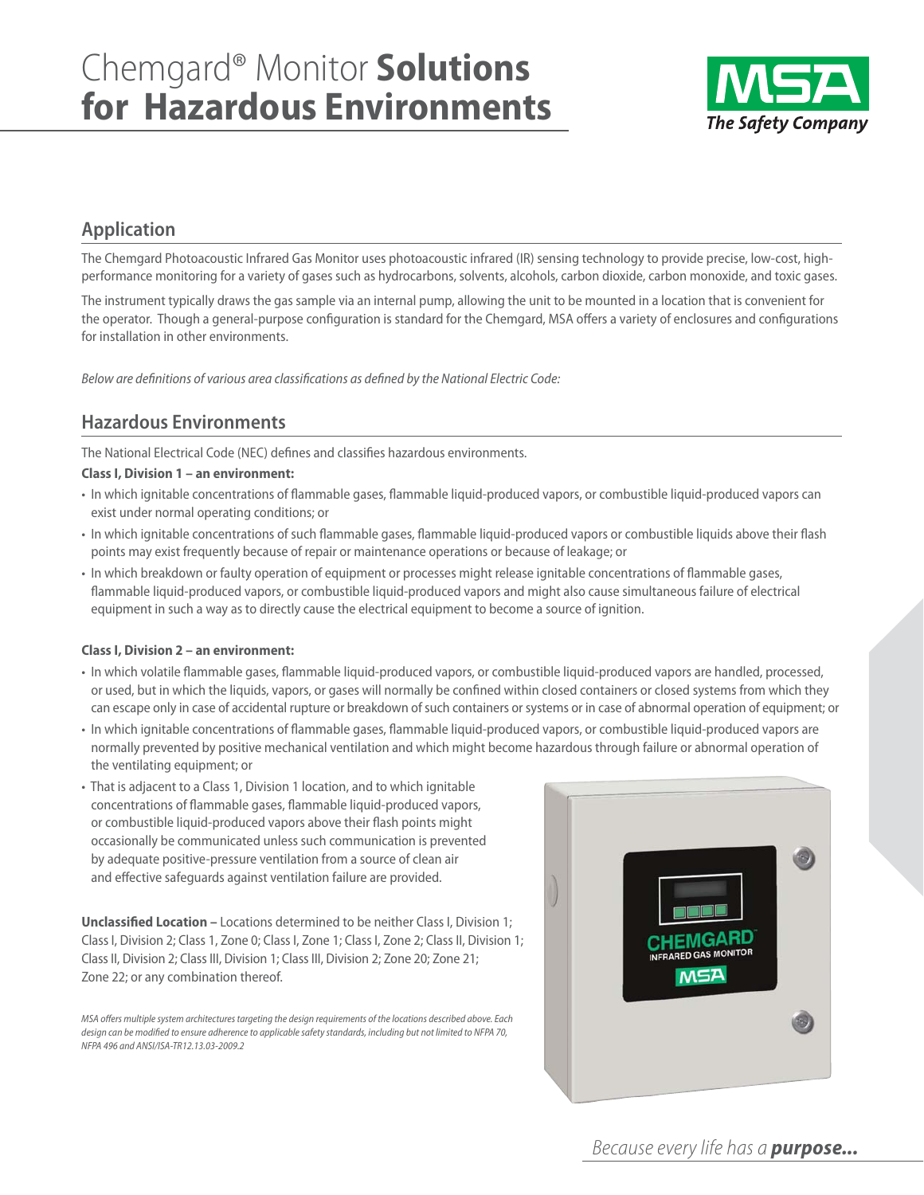# Chemgard® Monitor **Solutions for Hazardous Environments**

MSA
*The Safety Company*

## Application

The Chemgard Photoacoustic Infrared Gas Monitor uses photoacoustic infrared (IR) sensing technology to provide precise, low-cost, high-performance monitoring for a variety of gases such as hydrocarbons, solvents, alcohols, carbon dioxide, carbon monoxide, and toxic gases.

The instrument typically draws the gas sample via an internal pump, allowing the unit to be mounted in a location that is convenient for the operator. Though a general-purpose configuration is standard for the Chemgard, MSA offers a variety of enclosures and configurations for installation in other environments.

*Below are definitions of various area classifications as defined by the National Electric Code:*

## Hazardous Environments

The National Electrical Code (NEC) defines and classifies hazardous environments.

**Class I, Division 1 – an environment:**

- In which ignitable concentrations of flammable gases, flammable liquid-produced vapors, or combustible liquid-produced vapors can exist under normal operating conditions; or
- In which ignitable concentrations of such flammable gases, flammable liquid-produced vapors or combustible liquids above their flash points may exist frequently because of repair or maintenance operations or because of leakage; or
- In which breakdown or faulty operation of equipment or processes might release ignitable concentrations of flammable gases, flammable liquid-produced vapors, or combustible liquid-produced vapors and might also cause simultaneous failure of electrical equipment in such a way as to directly cause the electrical equipment to become a source of ignition.

**Class I, Division 2 – an environment:**

- In which volatile flammable gases, flammable liquid-produced vapors, or combustible liquid-produced vapors are handled, processed, or used, but in which the liquids, vapors, or gases will normally be confined within closed containers or closed systems from which they can escape only in case of accidental rupture or breakdown of such containers or systems or in case of abnormal operation of equipment; or
- In which ignitable concentrations of flammable gases, flammable liquid-produced vapors, or combustible liquid-produced vapors are normally prevented by positive mechanical ventilation and which might become hazardous through failure or abnormal operation of the ventilating equipment; or
- That is adjacent to a Class 1, Division 1 location, and to which ignitable concentrations of flammable gases, flammable liquid-produced vapors, or combustible liquid-produced vapors above their flash points might occasionally be communicated unless such communication is prevented by adequate positive-pressure ventilation from a source of clean air and effective safeguards against ventilation failure are provided.

**Unclassified Location –** Locations determined to be neither Class I, Division 1; Class I, Division 2; Class 1, Zone 0; Class I, Zone 1; Class I, Zone 2; Class II, Division 1; Class II, Division 2; Class III, Division 1; Class III, Division 2; Zone 20; Zone 21; Zone 22; or any combination thereof.

*MSA offers multiple system architectures targeting the design requirements of the locations described above. Each design can be modified to ensure adherence to applicable safety standards, including but not limited to NFPA 70, NFPA 496 and ANSI/ISA-TR12.13.03-2009.2*

*Because every life has a* ***purpose...***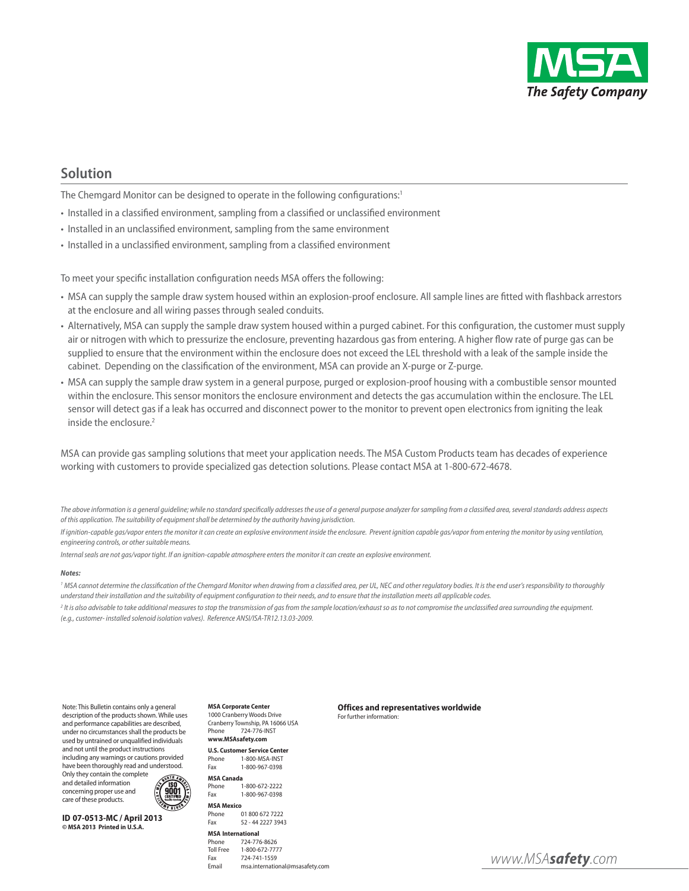MSA
The Safety Company

## Solution

The Chemgard Monitor can be designed to operate in the following configurations:[1]

- Installed in a classified environment, sampling from a classified or unclassified environment
- Installed in an unclassified environment, sampling from the same environment
- Installed in a unclassified environment, sampling from a classified environment

To meet your specific installation configuration needs MSA offers the following:

- MSA can supply the sample draw system housed within an explosion-proof enclosure. All sample lines are fitted with flashback arrestors at the enclosure and all wiring passes through sealed conduits.
- Alternatively, MSA can supply the sample draw system housed within a purged cabinet. For this configuration, the customer must supply air or nitrogen with which to pressurize the enclosure, preventing hazardous gas from entering. A higher flow rate of purge gas can be supplied to ensure that the environment within the enclosure does not exceed the LEL threshold with a leak of the sample inside the cabinet. Depending on the classification of the environment, MSA can provide an X-purge or Z-purge.
- MSA can supply the sample draw system in a general purpose, purged or explosion-proof housing with a combustible sensor mounted within the enclosure. This sensor monitors the enclosure environment and detects the gas accumulation within the enclosure. The LEL sensor will detect gas if a leak has occurred and disconnect power to the monitor to prevent open electronics from igniting the leak inside the enclosure.[2]

MSA can provide gas sampling solutions that meet your application needs. The MSA Custom Products team has decades of experience working with customers to provide specialized gas detection solutions. Please contact MSA at 1-800-672-4678.

*The above information is a general guideline; while no standard specifically addresses the use of a general purpose analyzer for sampling from a classified area, several standards address aspects of this application. The suitability of equipment shall be determined by the authority having jurisdiction.*

*If ignition-capable gas/vapor enters the monitor it can create an explosive environment inside the enclosure. Prevent ignition capable gas/vapor from entering the monitor by using ventilation, engineering controls, or other suitable means.*

*Internal seals are not gas/vapor tight. If an ignition-capable atmosphere enters the monitor it can create an explosive environment.*

***Notes:***

*[1] MSA cannot determine the classification of the Chemgard Monitor when drawing from a classified area, per UL, NEC and other regulatory bodies. It is the end user's responsibility to thoroughly understand their installation and the suitability of equipment configuration to their needs, and to ensure that the installation meets all applicable codes.*

*[2] It is also advisable to take additional measures to stop the transmission of gas from the sample location/exhaust so as to not compromise the unclassified area surrounding the equipment. (e.g., customer- installed solenoid isolation valves). Reference ANSI/ISA-TR12.13.03-2009.*

Note: This Bulletin contains only a general description of the products shown. While uses and performance capabilities are described, under no circumstances shall the products be used by untrained or unqualified individuals and not until the product instructions including any warnings or cautions provided have been thoroughly read and understood. Only they contain the complete and detailed information concerning proper use and care of these products.

**ID 07-0513-MC / April 2013**
**© MSA 2013 Printed in U.S.A.**

**MSA Corporate Center**
1000 Cranberry Woods Drive
Cranberry Township, PA 16066 USA
Phone 724-776-INST
**www.MSAsafety.com**

**U.S. Customer Service Center**
Phone 1-800-MSA-INST
Fax 1-800-967-0398

**MSA Canada**
Phone 1-800-672-2222
Fax 1-800-967-0398

**MSA Mexico**
Phone 01 800 672 7222
Fax 52 - 44 2227 3943

**MSA International**
Phone 724-776-8626
Toll Free 1-800-672-7777
Fax 724-741-1559
Email msa.international@msasafety.com

**Offices and representatives worldwide**
For further information:

www.MSA***safety***.com